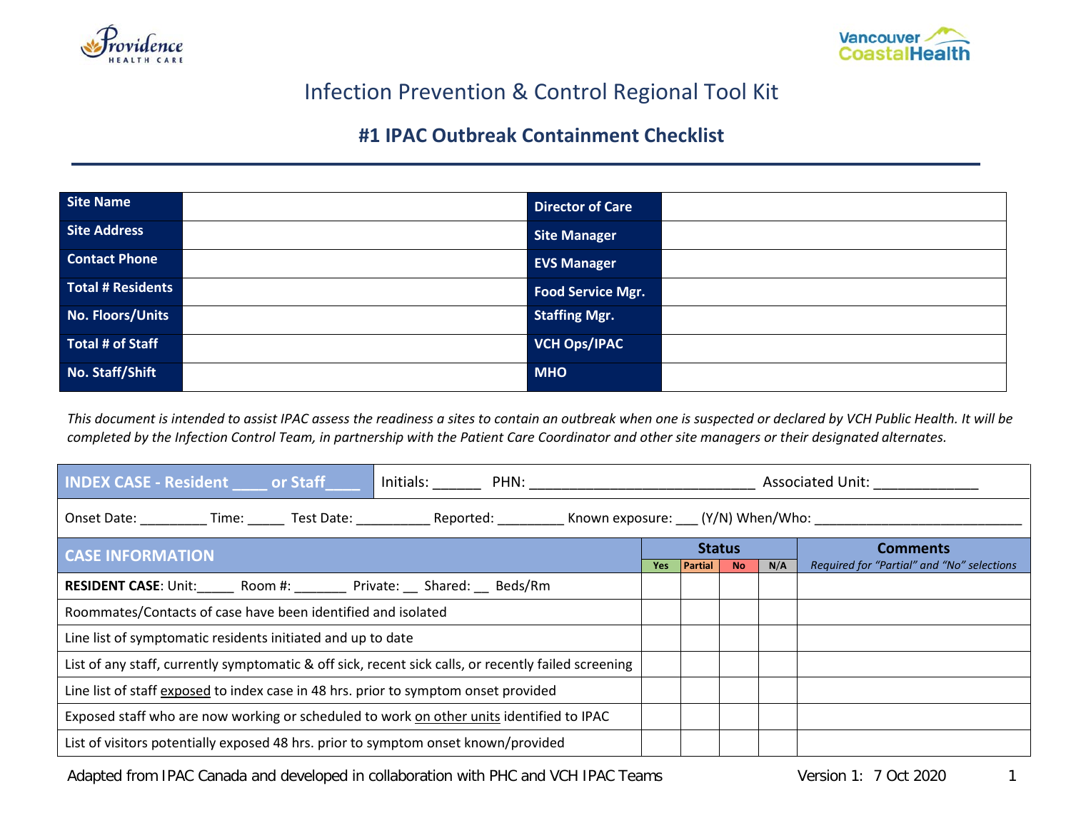# Infection Prevention & Control Regional Tool Kit

## #1 IPAC Outbreak Containment Checklist

| | | | |
|---|---|---|---|
| **Site Name** | | **Director of Care** | |
| **Site Address** | | **Site Manager** | |
| **Contact Phone** | | **EVS Manager** | |
| **Total # Residents** | | **Food Service Mgr.** | |
| **No. Floors/Units** | | **Staffing Mgr.** | |
| **Total # of Staff** | | **VCH Ops/IPAC** | |
| **No. Staff/Shift** | | **MHO** | |

*This document is intended to assist IPAC assess the readiness a sites to contain an outbreak when one is suspected or declared by VCH Public Health. It will be completed by the Infection Control Team, in partnership with the Patient Care Coordinator and other site managers or their designated alternates.*

| **INDEX CASE - Resident ____ or Staff____** | Initials: ______ PHN: ____________________________ Associated Unit: _____________ | | | | |
|---|---|---|---|---|---|
| Onset Date: _________ Time: _____ Test Date: __________ Reported: _________ Known exposure: ___ (Y/N) When/Who: ____________________________ | | | | | |
| **CASE INFORMATION** | **Status** | | | | **Comments** *Required for "Partial" and "No" selections* |
| | **Yes** | **Partial** | **No** | **N/A** | |
| **RESIDENT CASE**: Unit:_____ Room #: _______ Private: __ Shared: __ Beds/Rm | | | | | |
| Roommates/Contacts of case have been identified and isolated | | | | | |
| Line list of symptomatic residents initiated and up to date | | | | | |
| List of any staff, currently symptomatic & off sick, recent sick calls, or recently failed screening | | | | | |
| Line list of staff exposed to index case in 48 hrs. prior to symptom onset provided | | | | | |
| Exposed staff who are now working or scheduled to work on other units identified to IPAC | | | | | |
| List of visitors potentially exposed 48 hrs. prior to symptom onset known/provided | | | | | |

Adapted from IPAC Canada and developed in collaboration with PHC and VCH IPAC Teams — Version 1: 7 Oct 2020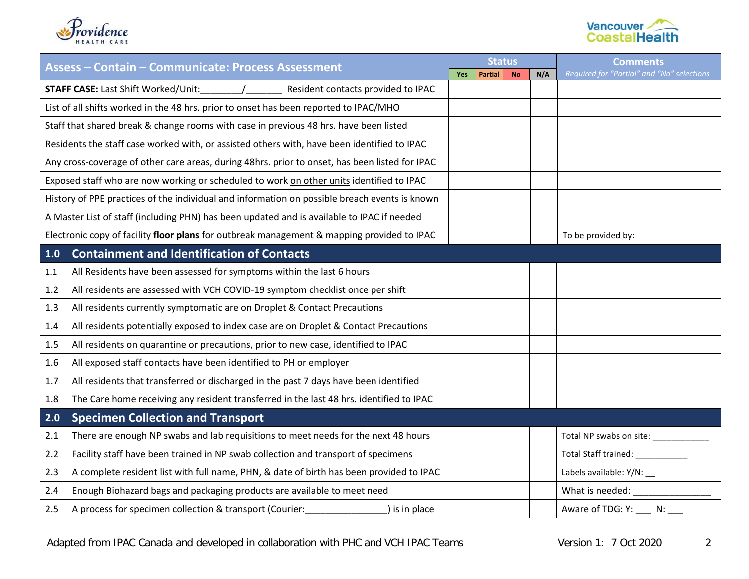| Assess – Contain – Communicate: Process Assessment | | Status | | | | Comments |
|---|---|---|---|---|---|---|
| | | Yes | Partial | No | N/A | *Required for "Partial" and "No" selections* |
| **STAFF CASE:** Last Shift Worked/Unit:________/_______ Resident contacts provided to IPAC | | | | | | |
| List of all shifts worked in the 48 hrs. prior to onset has been reported to IPAC/MHO | | | | | | |
| Staff that shared break & change rooms with case in previous 48 hrs. have been listed | | | | | | |
| Residents the staff case worked with, or assisted others with, have been identified to IPAC | | | | | | |
| Any cross-coverage of other care areas, during 48hrs. prior to onset, has been listed for IPAC | | | | | | |
| Exposed staff who are now working or scheduled to work <u>on other units</u> identified to IPAC | | | | | | |
| History of PPE practices of the individual and information on possible breach events is known | | | | | | |
| A Master List of staff (including PHN) has been updated and is available to IPAC if needed | | | | | | |
| Electronic copy of facility **floor plans** for outbreak management & mapping provided to IPAC | | | | | | To be provided by: |
| **1.0** | **Containment and Identification of Contacts** | | | | | |
| 1.1 | All Residents have been assessed for symptoms within the last 6 hours | | | | | |
| 1.2 | All residents are assessed with VCH COVID-19 symptom checklist once per shift | | | | | |
| 1.3 | All residents currently symptomatic are on Droplet & Contact Precautions | | | | | |
| 1.4 | All residents potentially exposed to index case are on Droplet & Contact Precautions | | | | | |
| 1.5 | All residents on quarantine or precautions, prior to new case, identified to IPAC | | | | | |
| 1.6 | All exposed staff contacts have been identified to PH or employer | | | | | |
| 1.7 | All residents that transferred or discharged in the past 7 days have been identified | | | | | |
| 1.8 | The Care home receiving any resident transferred in the last 48 hrs. identified to IPAC | | | | | |
| **2.0** | **Specimen Collection and Transport** | | | | | |
| 2.1 | There are enough NP swabs and lab requisitions to meet needs for the next 48 hours | | | | | Total NP swabs on site: ___________ |
| 2.2 | Facility staff have been trained in NP swab collection and transport of specimens | | | | | Total Staff trained: __________ |
| 2.3 | A complete resident list with full name, PHN, & date of birth has been provided to IPAC | | | | | Labels available: Y/N: __ |
| 2.4 | Enough Biohazard bags and packaging products are available to meet need | | | | | What is needed: _______________ |
| 2.5 | A process for specimen collection & transport (Courier:_______________) is in place | | | | | Aware of TDG: Y: ___ N: ___ |

Adapted from IPAC Canada and developed in collaboration with PHC and VCH IPAC Teams — Version 1: 7 Oct 2020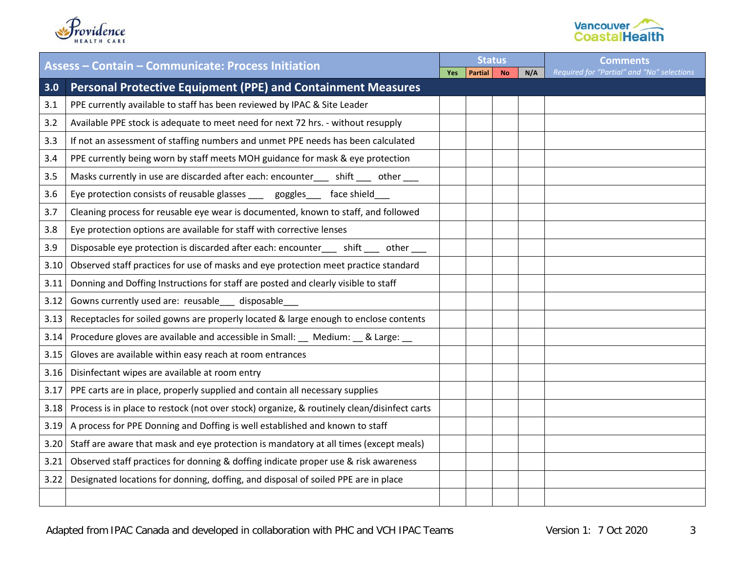| Assess – Contain – Communicate: Process Initiation | | Status | | | | Comments |
|---|---|---|---|---|---|---|
| | | Yes | Partial | No | N/A | *Required for "Partial" and "No" selections* |
| **3.0** | **Personal Protective Equipment (PPE) and Containment Measures** | | | | | |
| 3.1 | PPE currently available to staff has been reviewed by IPAC & Site Leader | | | | | |
| 3.2 | Available PPE stock is adequate to meet need for next 72 hrs. - without resupply | | | | | |
| 3.3 | If not an assessment of staffing numbers and unmet PPE needs has been calculated | | | | | |
| 3.4 | PPE currently being worn by staff meets MOH guidance for mask & eye protection | | | | | |
| 3.5 | Masks currently in use are discarded after each: encounter___ shift ___ other ___ | | | | | |
| 3.6 | Eye protection consists of reusable glasses ___ goggles___ face shield___ | | | | | |
| 3.7 | Cleaning process for reusable eye wear is documented, known to staff, and followed | | | | | |
| 3.8 | Eye protection options are available for staff with corrective lenses | | | | | |
| 3.9 | Disposable eye protection is discarded after each: encounter___ shift ___ other ___ | | | | | |
| 3.10 | Observed staff practices for use of masks and eye protection meet practice standard | | | | | |
| 3.11 | Donning and Doffing Instructions for staff are posted and clearly visible to staff | | | | | |
| 3.12 | Gowns currently used are: reusable___ disposable___ | | | | | |
| 3.13 | Receptacles for soiled gowns are properly located & large enough to enclose contents | | | | | |
| 3.14 | Procedure gloves are available and accessible in Small: __ Medium: __ & Large: __ | | | | | |
| 3.15 | Gloves are available within easy reach at room entrances | | | | | |
| 3.16 | Disinfectant wipes are available at room entry | | | | | |
| 3.17 | PPE carts are in place, properly supplied and contain all necessary supplies | | | | | |
| 3.18 | Process is in place to restock (not over stock) organize, & routinely clean/disinfect carts | | | | | |
| 3.19 | A process for PPE Donning and Doffing is well established and known to staff | | | | | |
| 3.20 | Staff are aware that mask and eye protection is mandatory at all times (except meals) | | | | | |
| 3.21 | Observed staff practices for donning & doffing indicate proper use & risk awareness | | | | | |
| 3.22 | Designated locations for donning, doffing, and disposal of soiled PPE are in place | | | | | |
| | | | | | | |

Adapted from IPAC Canada and developed in collaboration with PHC and VCH IPAC Teams    Version 1: 7 Oct 2020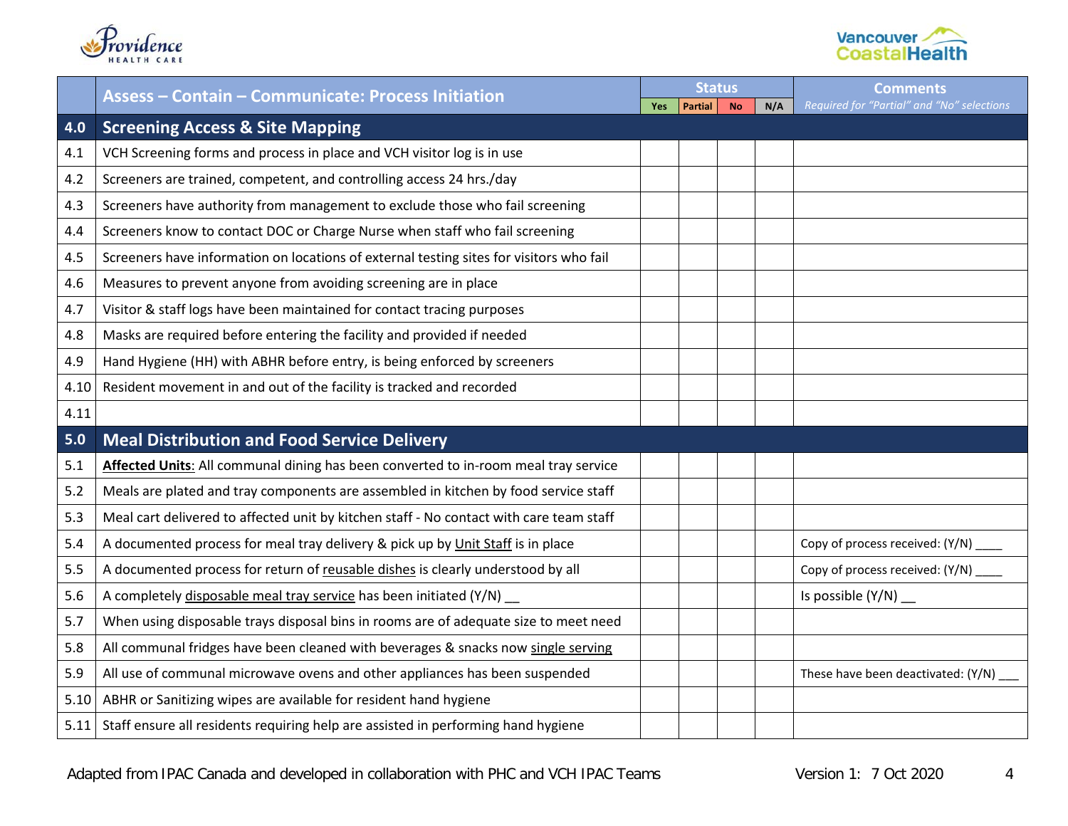| | Assess – Contain – Communicate: Process Initiation | Status | | | | Comments |
|---|---|---|---|---|---|---|
| | | Yes | Partial | No | N/A | *Required for "Partial" and "No" selections* |
| **4.0** | **Screening Access & Site Mapping** | | | | | |
| 4.1 | VCH Screening forms and process in place and VCH visitor log is in use | | | | | |
| 4.2 | Screeners are trained, competent, and controlling access 24 hrs./day | | | | | |
| 4.3 | Screeners have authority from management to exclude those who fail screening | | | | | |
| 4.4 | Screeners know to contact DOC or Charge Nurse when staff who fail screening | | | | | |
| 4.5 | Screeners have information on locations of external testing sites for visitors who fail | | | | | |
| 4.6 | Measures to prevent anyone from avoiding screening are in place | | | | | |
| 4.7 | Visitor & staff logs have been maintained for contact tracing purposes | | | | | |
| 4.8 | Masks are required before entering the facility and provided if needed | | | | | |
| 4.9 | Hand Hygiene (HH) with ABHR before entry, is being enforced by screeners | | | | | |
| 4.10 | Resident movement in and out of the facility is tracked and recorded | | | | | |
| 4.11 | | | | | | |
| **5.0** | **Meal Distribution and Food Service Delivery** | | | | | |
| 5.1 | **Affected Units**: All communal dining has been converted to in-room meal tray service | | | | | |
| 5.2 | Meals are plated and tray components are assembled in kitchen by food service staff | | | | | |
| 5.3 | Meal cart delivered to affected unit by kitchen staff - No contact with care team staff | | | | | |
| 5.4 | A documented process for meal tray delivery & pick up by Unit Staff is in place | | | | | Copy of process received: (Y/N) ____ |
| 5.5 | A documented process for return of reusable dishes is clearly understood by all | | | | | Copy of process received: (Y/N) ____ |
| 5.6 | A completely disposable meal tray service has been initiated (Y/N) __ | | | | | Is possible (Y/N) __ |
| 5.7 | When using disposable trays disposal bins in rooms are of adequate size to meet need | | | | | |
| 5.8 | All communal fridges have been cleaned with beverages & snacks now single serving | | | | | |
| 5.9 | All use of communal microwave ovens and other appliances has been suspended | | | | | These have been deactivated: (Y/N) ___ |
| 5.10 | ABHR or Sanitizing wipes are available for resident hand hygiene | | | | | |
| 5.11 | Staff ensure all residents requiring help are assisted in performing hand hygiene | | | | | |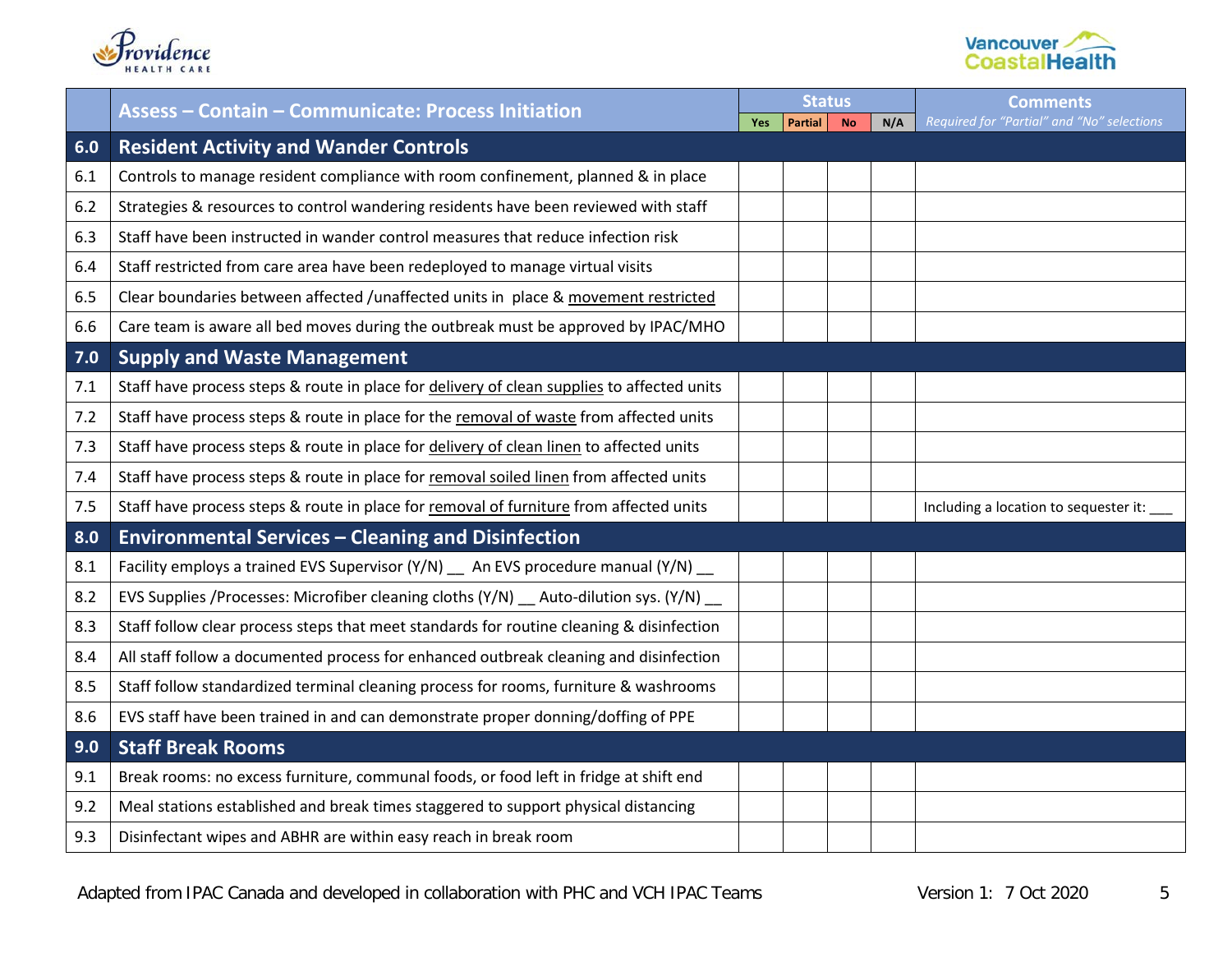| | Assess – Contain – Communicate: Process Initiation | Status | | | | Comments |
|---|---|---|---|---|---|---|
| | | Yes | Partial | No | N/A | *Required for "Partial" and "No" selections* |
| **6.0** | **Resident Activity and Wander Controls** | | | | | |
| 6.1 | Controls to manage resident compliance with room confinement, planned & in place | | | | | |
| 6.2 | Strategies & resources to control wandering residents have been reviewed with staff | | | | | |
| 6.3 | Staff have been instructed in wander control measures that reduce infection risk | | | | | |
| 6.4 | Staff restricted from care area have been redeployed to manage virtual visits | | | | | |
| 6.5 | Clear boundaries between affected /unaffected units in place & movement restricted | | | | | |
| 6.6 | Care team is aware all bed moves during the outbreak must be approved by IPAC/MHO | | | | | |
| **7.0** | **Supply and Waste Management** | | | | | |
| 7.1 | Staff have process steps & route in place for delivery of clean supplies to affected units | | | | | |
| 7.2 | Staff have process steps & route in place for the removal of waste from affected units | | | | | |
| 7.3 | Staff have process steps & route in place for delivery of clean linen to affected units | | | | | |
| 7.4 | Staff have process steps & route in place for removal soiled linen from affected units | | | | | |
| 7.5 | Staff have process steps & route in place for removal of furniture from affected units | | | | | Including a location to sequester it: ___ |
| **8.0** | **Environmental Services – Cleaning and Disinfection** | | | | | |
| 8.1 | Facility employs a trained EVS Supervisor (Y/N) __ An EVS procedure manual (Y/N) __ | | | | | |
| 8.2 | EVS Supplies /Processes: Microfiber cleaning cloths (Y/N) __ Auto-dilution sys. (Y/N) __ | | | | | |
| 8.3 | Staff follow clear process steps that meet standards for routine cleaning & disinfection | | | | | |
| 8.4 | All staff follow a documented process for enhanced outbreak cleaning and disinfection | | | | | |
| 8.5 | Staff follow standardized terminal cleaning process for rooms, furniture & washrooms | | | | | |
| 8.6 | EVS staff have been trained in and can demonstrate proper donning/doffing of PPE | | | | | |
| **9.0** | **Staff Break Rooms** | | | | | |
| 9.1 | Break rooms: no excess furniture, communal foods, or food left in fridge at shift end | | | | | |
| 9.2 | Meal stations established and break times staggered to support physical distancing | | | | | |
| 9.3 | Disinfectant wipes and ABHR are within easy reach in break room | | | | | |

Adapted from IPAC Canada and developed in collaboration with PHC and VCH IPAC Teams    Version 1: 7 Oct 2020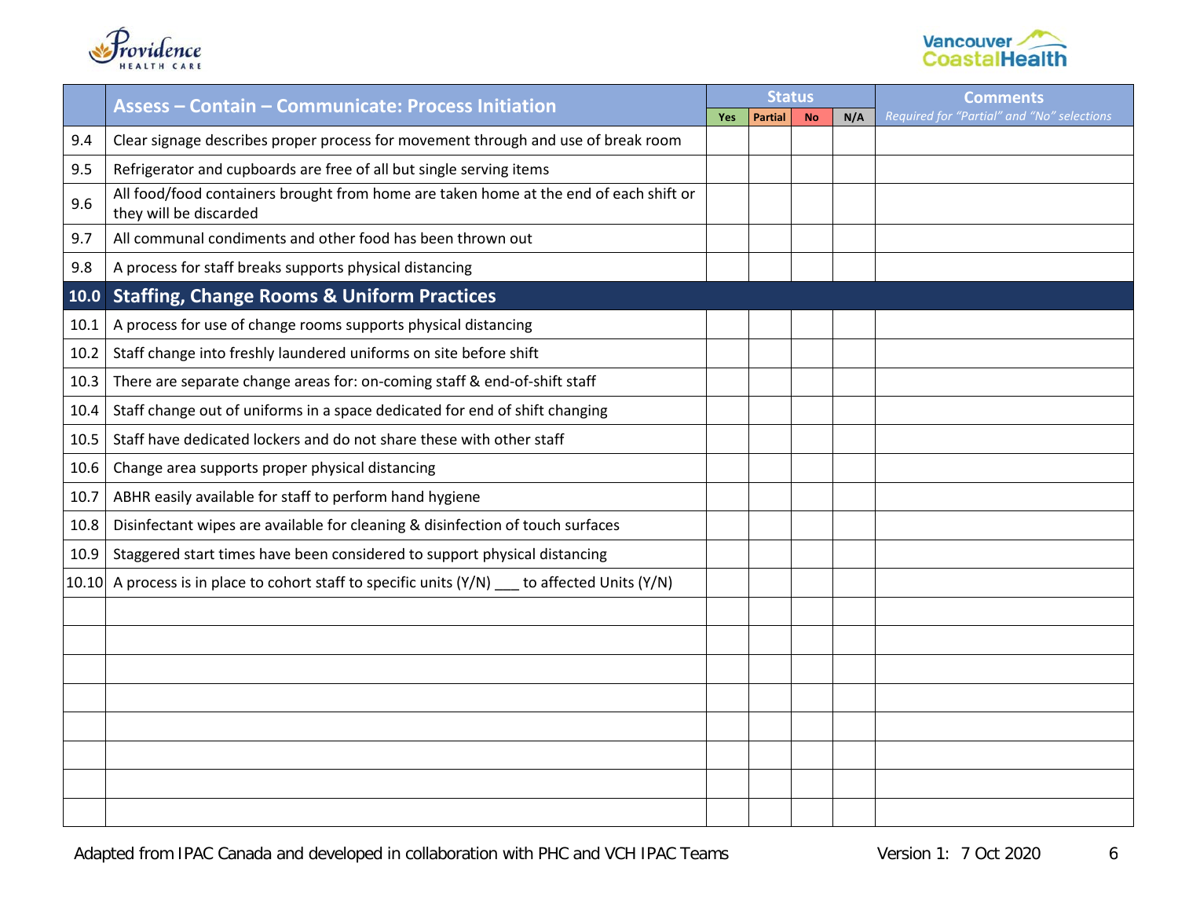| | Assess – Contain – Communicate: Process Initiation | Status | | | | Comments |
|---|---|---|---|---|---|---|
| | | Yes | Partial | No | N/A | *Required for "Partial" and "No" selections* |
| 9.4 | Clear signage describes proper process for movement through and use of break room | | | | | |
| 9.5 | Refrigerator and cupboards are free of all but single serving items | | | | | |
| 9.6 | All food/food containers brought from home are taken home at the end of each shift or they will be discarded | | | | | |
| 9.7 | All communal condiments and other food has been thrown out | | | | | |
| 9.8 | A process for staff breaks supports physical distancing | | | | | |
| **10.0** | **Staffing, Change Rooms & Uniform Practices** | | | | | |
| 10.1 | A process for use of change rooms supports physical distancing | | | | | |
| 10.2 | Staff change into freshly laundered uniforms on site before shift | | | | | |
| 10.3 | There are separate change areas for: on-coming staff & end-of-shift staff | | | | | |
| 10.4 | Staff change out of uniforms in a space dedicated for end of shift changing | | | | | |
| 10.5 | Staff have dedicated lockers and do not share these with other staff | | | | | |
| 10.6 | Change area supports proper physical distancing | | | | | |
| 10.7 | ABHR easily available for staff to perform hand hygiene | | | | | |
| 10.8 | Disinfectant wipes are available for cleaning & disinfection of touch surfaces | | | | | |
| 10.9 | Staggered start times have been considered to support physical distancing | | | | | |
| 10.10 | A process is in place to cohort staff to specific units (Y/N) ___ to affected Units (Y/N) | | | | | |
| | | | | | | |
| | | | | | | |
| | | | | | | |
| | | | | | | |
| | | | | | | |
| | | | | | | |
| | | | | | | |
| | | | | | | |

Adapted from IPAC Canada and developed in collaboration with PHC and VCH IPAC Teams

Version 1: 7 Oct 2020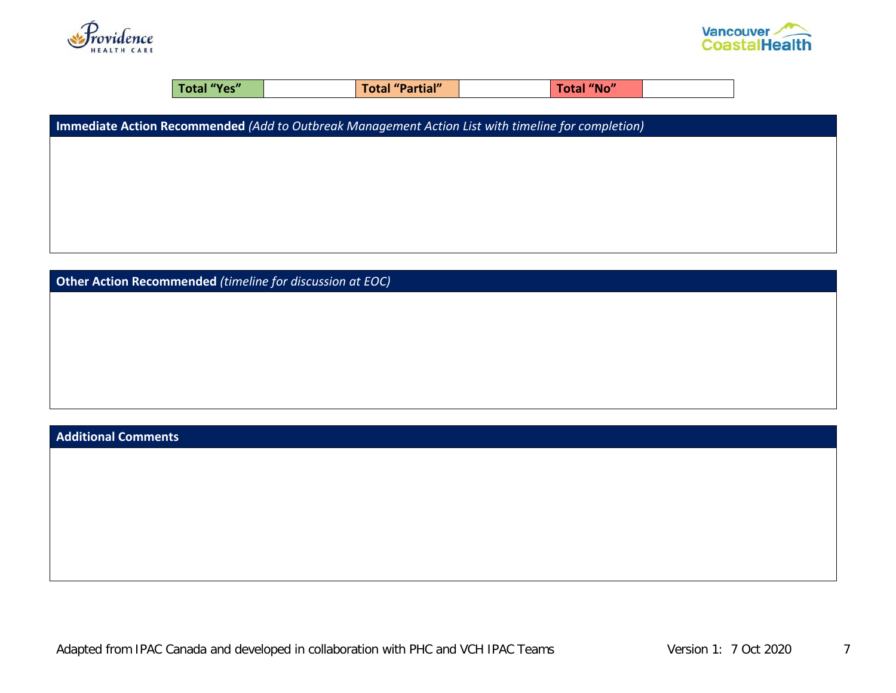| Total "Yes" | | Total "Partial" | | Total "No" | |
|---|---|---|---|---|---|

**Immediate Action Recommended** *(Add to Outbreak Management Action List with timeline for completion)*

**Other Action Recommended** *(timeline for discussion at EOC)*

**Additional Comments**

Adapted from IPAC Canada and developed in collaboration with PHC and VCH IPAC Teams

Version 1: 7 Oct 2020